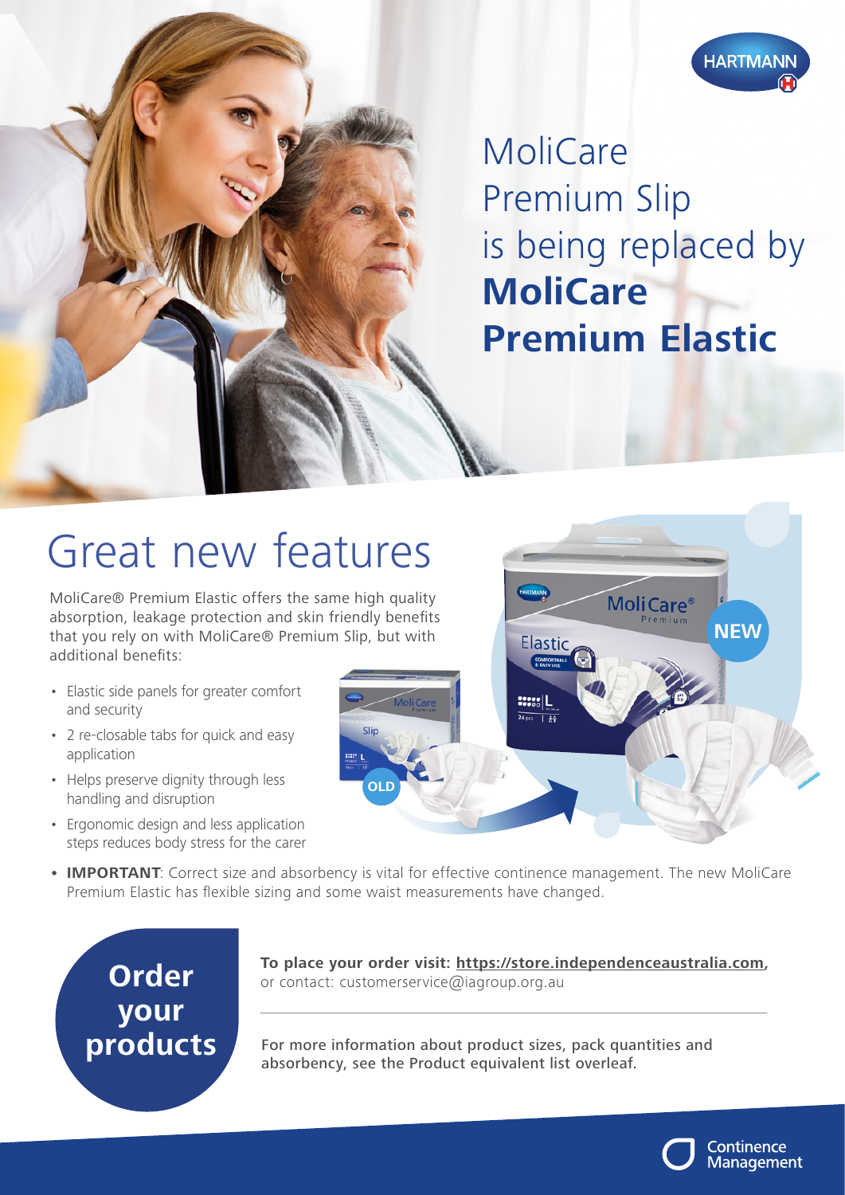HARTMANN

# MoliCare Premium Slip is being replaced by **MoliCare Premium Elastic**

## Great new features

MoliCare® Premium Elastic offers the same high quality absorption, leakage protection and skin friendly benefits that you rely on with MoliCare® Premium Slip, but with additional benefits:

- Elastic side panels for greater comfort and security
- 2 re-closable tabs for quick and easy application
- Helps preserve dignity through less handling and disruption
- Ergonomic design and less application steps reduces body stress for the carer
- **IMPORTANT**: Correct size and absorbency is vital for effective continence management. The new MoliCare Premium Elastic has flexible sizing and some waist measurements have changed.

OLD

NEW

## Order your products

**To place your order visit: https://store.independenceaustralia.com**, or contact: customerservice@iagroup.org.au

For more information about product sizes, pack quantities and absorbency, see the Product equivalent list overleaf.

Continence Management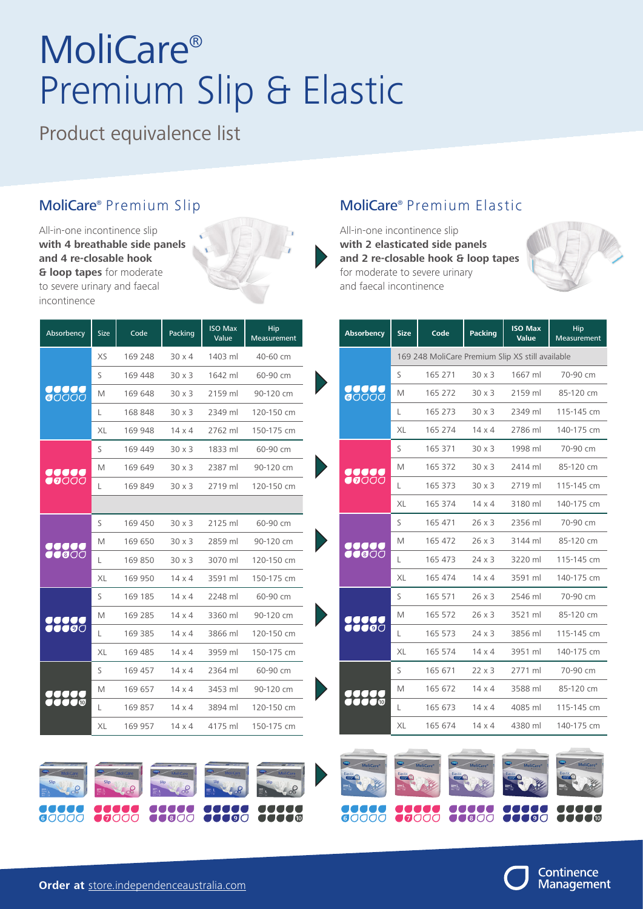# MoliCare®
# Premium Slip & Elastic

Product equivalence list

## MoliCare® Premium Slip

All-in-one incontinence slip **with 4 breathable side panels and 4 re-closable hook & loop tapes** for moderate to severe urinary and faecal incontinence

| Absorbency | Size | Code | Packing | ISO Max Value | Hip Measurement |
|---|---|---|---|---|---|
| 6 | XS | 169 248 | 30 x 4 | 1403 ml | 40-60 cm |
| | S | 169 448 | 30 x 3 | 1642 ml | 60-90 cm |
| | M | 169 648 | 30 x 3 | 2159 ml | 90-120 cm |
| | L | 168 848 | 30 x 3 | 2349 ml | 120-150 cm |
| | XL | 169 948 | 14 x 4 | 2762 ml | 150-175 cm |
| 7 | S | 169 449 | 30 x 3 | 1833 ml | 60-90 cm |
| | M | 169 649 | 30 x 3 | 2387 ml | 90-120 cm |
| | L | 169 849 | 30 x 3 | 2719 ml | 120-150 cm |
| | | | | | |
| 8 | S | 169 450 | 30 x 3 | 2125 ml | 60-90 cm |
| | M | 169 650 | 30 x 3 | 2859 ml | 90-120 cm |
| | L | 169 850 | 30 x 3 | 3070 ml | 120-150 cm |
| | XL | 169 950 | 14 x 4 | 3591 ml | 150-175 cm |
| 9 | S | 169 185 | 14 x 4 | 2248 ml | 60-90 cm |
| | M | 169 285 | 14 x 4 | 3360 ml | 90-120 cm |
| | L | 169 385 | 14 x 4 | 3866 ml | 120-150 cm |
| | XL | 169 485 | 14 x 4 | 3959 ml | 150-175 cm |
| 10 | S | 169 457 | 14 x 4 | 2364 ml | 60-90 cm |
| | M | 169 657 | 14 x 4 | 3453 ml | 90-120 cm |
| | L | 169 857 | 14 x 4 | 3894 ml | 120-150 cm |
| | XL | 169 957 | 14 x 4 | 4175 ml | 150-175 cm |

## MoliCare® Premium Elastic

All-in-one incontinence slip **with 2 elasticated side panels and 2 re-closable hook & loop tapes** for moderate to severe urinary and faecal incontinence

| Absorbency | Size | Code | Packing | ISO Max Value | Hip Measurement |
|---|---|---|---|---|---|
| 6 | 169 248 MoliCare Premium Slip XS still available | | | | |
| | S | 165 271 | 30 x 3 | 1667 ml | 70-90 cm |
| | M | 165 272 | 30 x 3 | 2159 ml | 85-120 cm |
| | L | 165 273 | 30 x 3 | 2349 ml | 115-145 cm |
| | XL | 165 274 | 14 x 4 | 2786 ml | 140-175 cm |
| 7 | S | 165 371 | 30 x 3 | 1998 ml | 70-90 cm |
| | M | 165 372 | 30 x 3 | 2414 ml | 85-120 cm |
| | L | 165 373 | 30 x 3 | 2719 ml | 115-145 cm |
| | XL | 165 374 | 14 x 4 | 3180 ml | 140-175 cm |
| 8 | S | 165 471 | 26 x 3 | 2356 ml | 70-90 cm |
| | M | 165 472 | 26 x 3 | 3144 ml | 85-120 cm |
| | L | 165 473 | 24 x 3 | 3220 ml | 115-145 cm |
| | XL | 165 474 | 14 x 4 | 3591 ml | 140-175 cm |
| 9 | S | 165 571 | 26 x 3 | 2546 ml | 70-90 cm |
| | M | 165 572 | 26 x 3 | 3521 ml | 85-120 cm |
| | L | 165 573 | 24 x 3 | 3856 ml | 115-145 cm |
| | XL | 165 574 | 14 x 4 | 3951 ml | 140-175 cm |
| 10 | S | 165 671 | 22 x 3 | 2771 ml | 70-90 cm |
| | M | 165 672 | 14 x 4 | 3588 ml | 85-120 cm |
| | L | 165 673 | 14 x 4 | 4085 ml | 115-145 cm |
| | XL | 165 674 | 14 x 4 | 4380 ml | 140-175 cm |

**Order at** store.independenceaustralia.com

Continence Management